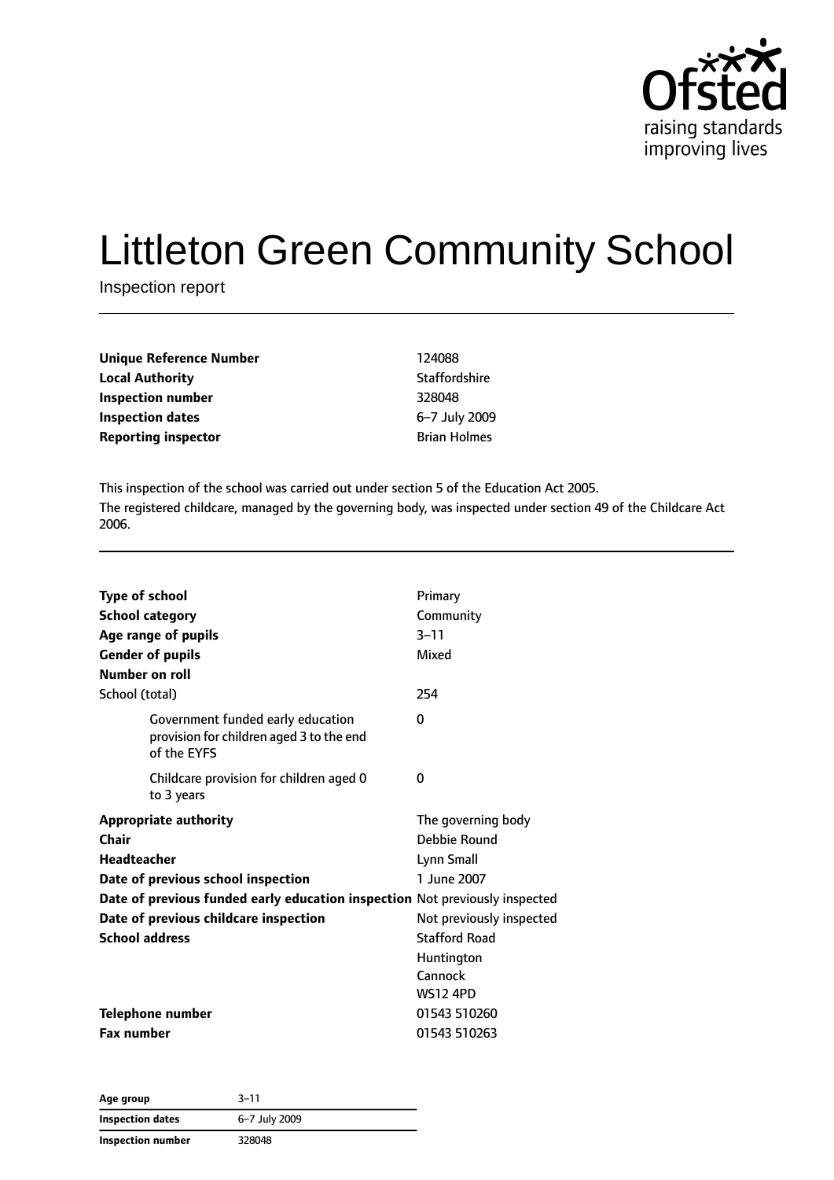# Littleton Green Community School

Inspection report

| | |
|---|---|
| **Unique Reference Number** | 124088 |
| **Local Authority** | Staffordshire |
| **Inspection number** | 328048 |
| **Inspection dates** | 6–7 July 2009 |
| **Reporting inspector** | Brian Holmes |

This inspection of the school was carried out under section 5 of the Education Act 2005.

The registered childcare, managed by the governing body, was inspected under section 49 of the Childcare Act 2006.

| | |
|---|---|
| **Type of school** | Primary |
| **School category** | Community |
| **Age range of pupils** | 3–11 |
| **Gender of pupils** | Mixed |
| **Number on roll** | |
| School (total) | 254 |
| Government funded early education provision for children aged 3 to the end of the EYFS | 0 |
| Childcare provision for children aged 0 to 3 years | 0 |
| **Appropriate authority** | The governing body |
| **Chair** | Debbie Round |
| **Headteacher** | Lynn Small |
| **Date of previous school inspection** | 1 June 2007 |
| **Date of previous funded early education inspection** | Not previously inspected |
| **Date of previous childcare inspection** | Not previously inspected |
| **School address** | Stafford Road<br>Huntington<br>Cannock<br>WS12 4PD |
| **Telephone number** | 01543 510260 |
| **Fax number** | 01543 510263 |

| | |
|---|---|
| **Age group** | 3–11 |
| **Inspection dates** | 6–7 July 2009 |
| **Inspection number** | 328048 |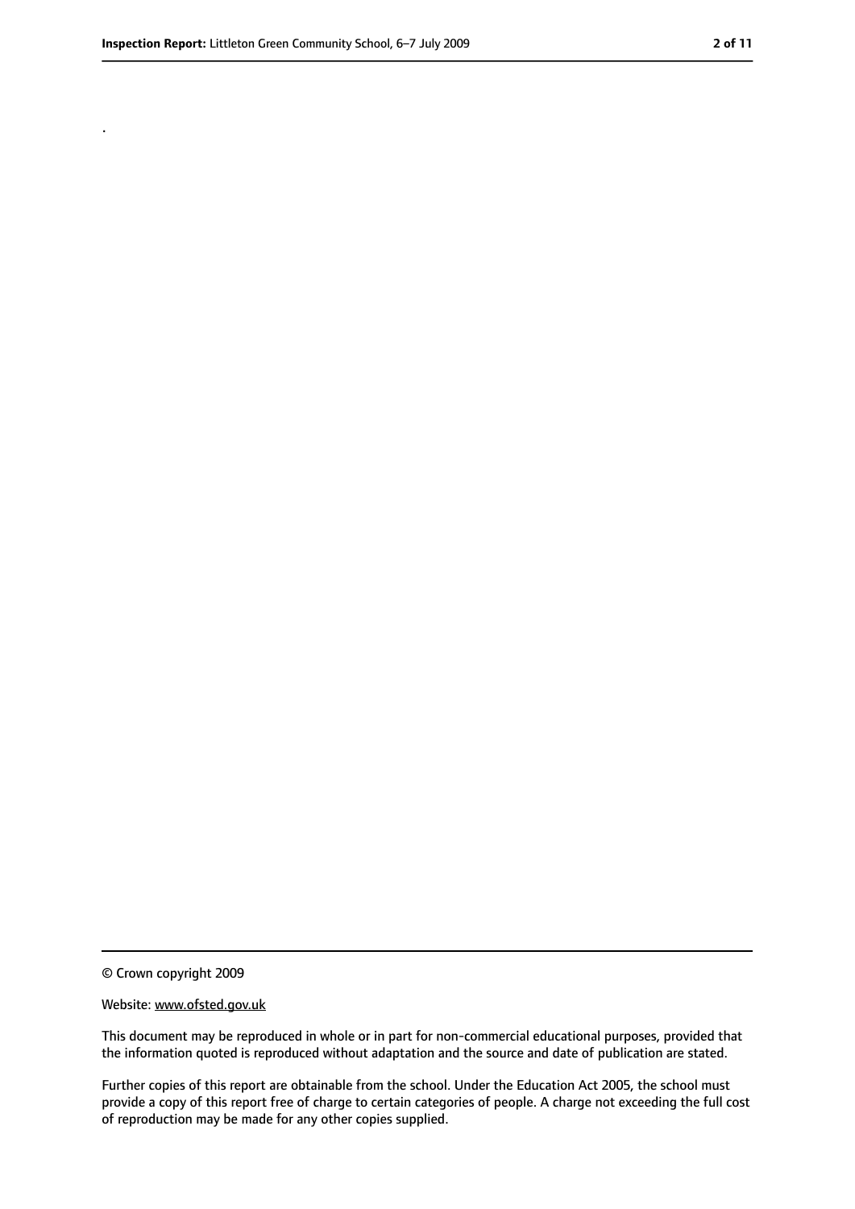.

© Crown copyright 2009

Website: www.ofsted.gov.uk

This document may be reproduced in whole or in part for non-commercial educational purposes, provided that the information quoted is reproduced without adaptation and the source and date of publication are stated.

Further copies of this report are obtainable from the school. Under the Education Act 2005, the school must provide a copy of this report free of charge to certain categories of people. A charge not exceeding the full cost of reproduction may be made for any other copies supplied.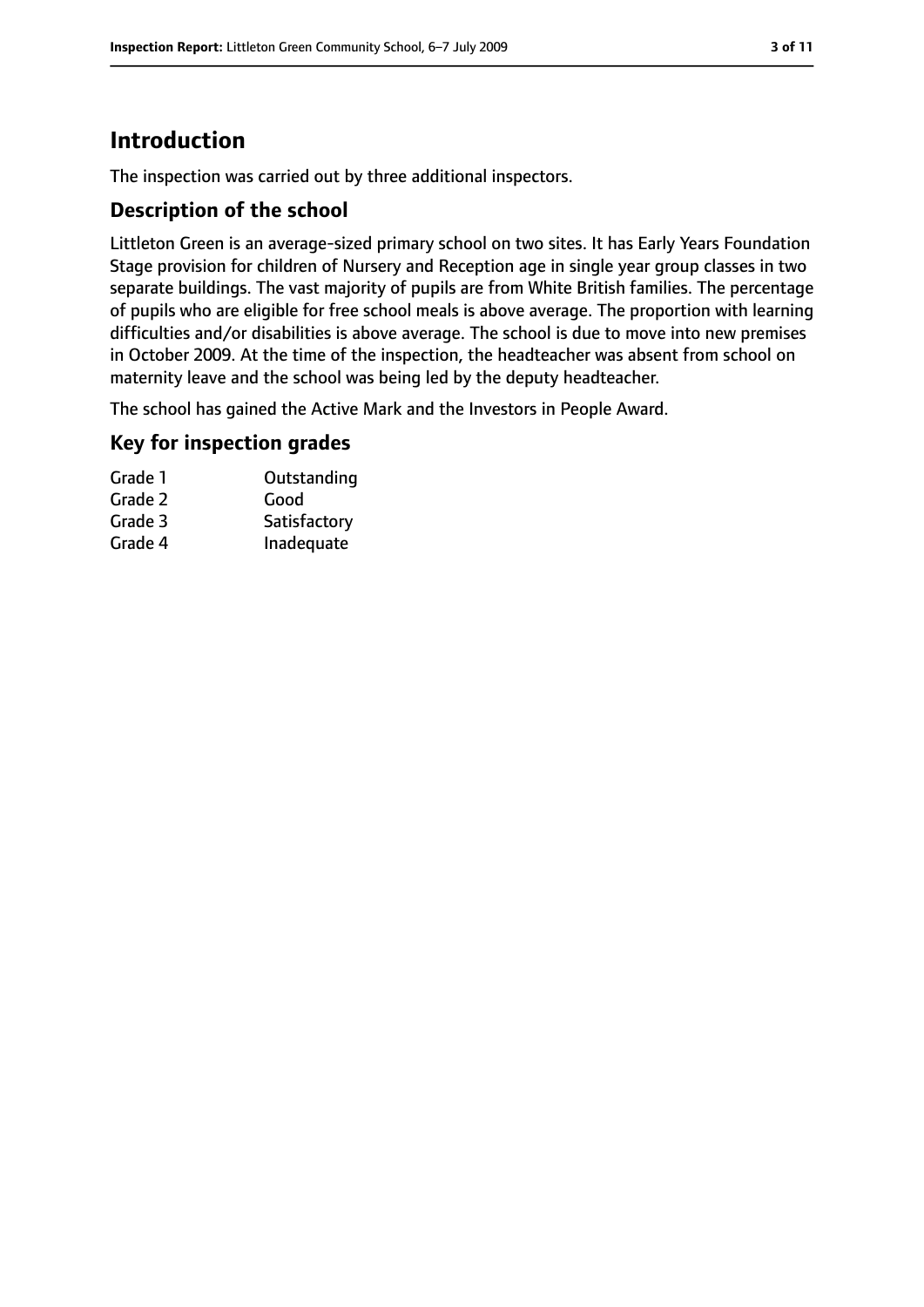# Introduction

The inspection was carried out by three additional inspectors.

## Description of the school

Littleton Green is an average-sized primary school on two sites. It has Early Years Foundation Stage provision for children of Nursery and Reception age in single year group classes in two separate buildings. The vast majority of pupils are from White British families. The percentage of pupils who are eligible for free school meals is above average. The proportion with learning difficulties and/or disabilities is above average. The school is due to move into new premises in October 2009. At the time of the inspection, the headteacher was absent from school on maternity leave and the school was being led by the deputy headteacher.

The school has gained the Active Mark and the Investors in People Award.

## Key for inspection grades

| | |
|---|---|
| Grade 1 | Outstanding |
| Grade 2 | Good |
| Grade 3 | Satisfactory |
| Grade 4 | Inadequate |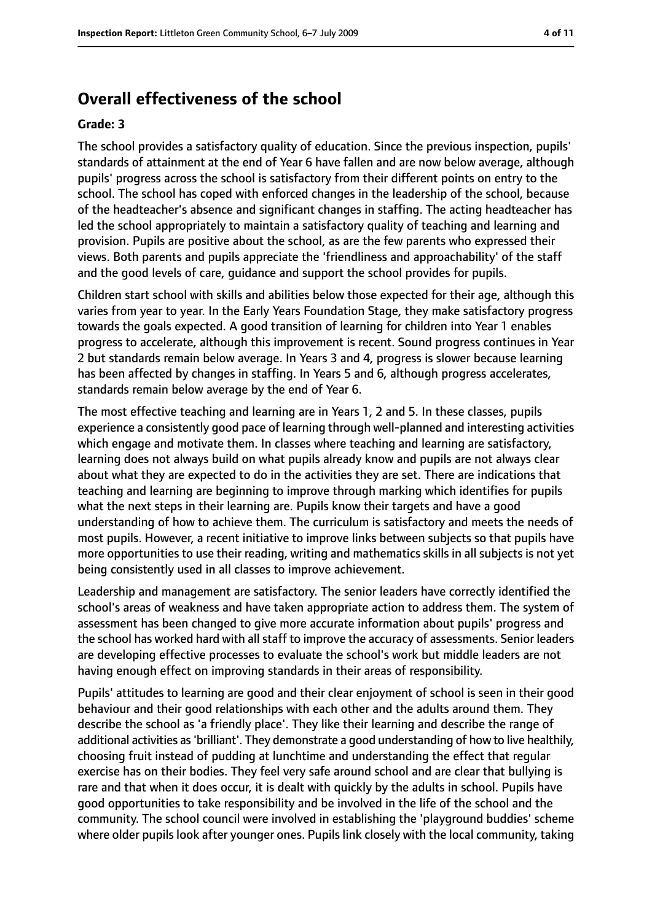## Overall effectiveness of the school

**Grade: 3**

The school provides a satisfactory quality of education. Since the previous inspection, pupils' standards of attainment at the end of Year 6 have fallen and are now below average, although pupils' progress across the school is satisfactory from their different points on entry to the school. The school has coped with enforced changes in the leadership of the school, because of the headteacher's absence and significant changes in staffing. The acting headteacher has led the school appropriately to maintain a satisfactory quality of teaching and learning and provision. Pupils are positive about the school, as are the few parents who expressed their views. Both parents and pupils appreciate the 'friendliness and approachability' of the staff and the good levels of care, guidance and support the school provides for pupils.

Children start school with skills and abilities below those expected for their age, although this varies from year to year. In the Early Years Foundation Stage, they make satisfactory progress towards the goals expected. A good transition of learning for children into Year 1 enables progress to accelerate, although this improvement is recent. Sound progress continues in Year 2 but standards remain below average. In Years 3 and 4, progress is slower because learning has been affected by changes in staffing. In Years 5 and 6, although progress accelerates, standards remain below average by the end of Year 6.

The most effective teaching and learning are in Years 1, 2 and 5. In these classes, pupils experience a consistently good pace of learning through well-planned and interesting activities which engage and motivate them. In classes where teaching and learning are satisfactory, learning does not always build on what pupils already know and pupils are not always clear about what they are expected to do in the activities they are set. There are indications that teaching and learning are beginning to improve through marking which identifies for pupils what the next steps in their learning are. Pupils know their targets and have a good understanding of how to achieve them. The curriculum is satisfactory and meets the needs of most pupils. However, a recent initiative to improve links between subjects so that pupils have more opportunities to use their reading, writing and mathematics skills in all subjects is not yet being consistently used in all classes to improve achievement.

Leadership and management are satisfactory. The senior leaders have correctly identified the school's areas of weakness and have taken appropriate action to address them. The system of assessment has been changed to give more accurate information about pupils' progress and the school has worked hard with all staff to improve the accuracy of assessments. Senior leaders are developing effective processes to evaluate the school's work but middle leaders are not having enough effect on improving standards in their areas of responsibility.

Pupils' attitudes to learning are good and their clear enjoyment of school is seen in their good behaviour and their good relationships with each other and the adults around them. They describe the school as 'a friendly place'. They like their learning and describe the range of additional activities as 'brilliant'. They demonstrate a good understanding of how to live healthily, choosing fruit instead of pudding at lunchtime and understanding the effect that regular exercise has on their bodies. They feel very safe around school and are clear that bullying is rare and that when it does occur, it is dealt with quickly by the adults in school. Pupils have good opportunities to take responsibility and be involved in the life of the school and the community. The school council were involved in establishing the 'playground buddies' scheme where older pupils look after younger ones. Pupils link closely with the local community, taking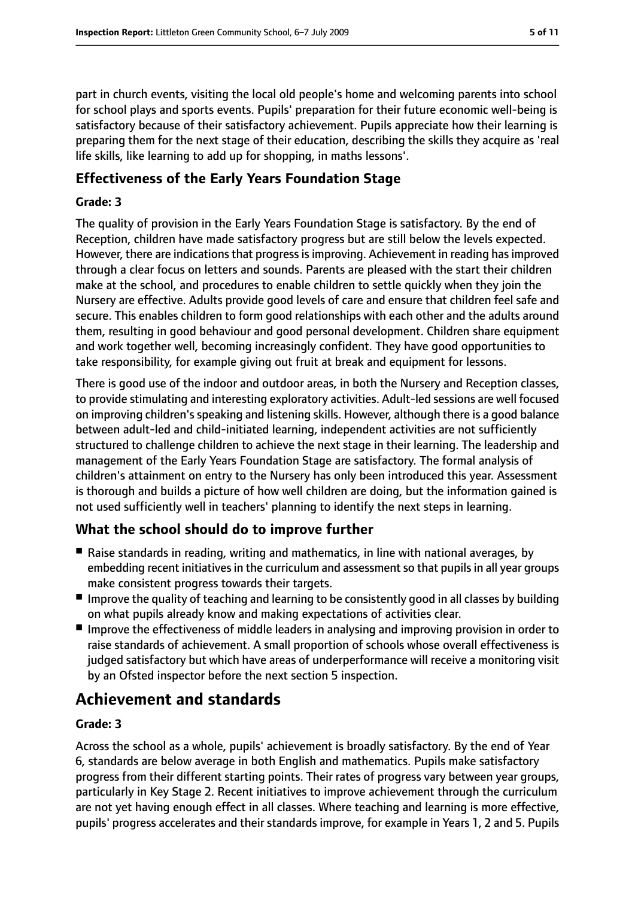part in church events, visiting the local old people's home and welcoming parents into school for school plays and sports events. Pupils' preparation for their future economic well-being is satisfactory because of their satisfactory achievement. Pupils appreciate how their learning is preparing them for the next stage of their education, describing the skills they acquire as 'real life skills, like learning to add up for shopping, in maths lessons'.

### Effectiveness of the Early Years Foundation Stage

#### Grade: 3

The quality of provision in the Early Years Foundation Stage is satisfactory. By the end of Reception, children have made satisfactory progress but are still below the levels expected. However, there are indications that progress is improving. Achievement in reading has improved through a clear focus on letters and sounds. Parents are pleased with the start their children make at the school, and procedures to enable children to settle quickly when they join the Nursery are effective. Adults provide good levels of care and ensure that children feel safe and secure. This enables children to form good relationships with each other and the adults around them, resulting in good behaviour and good personal development. Children share equipment and work together well, becoming increasingly confident. They have good opportunities to take responsibility, for example giving out fruit at break and equipment for lessons.

There is good use of the indoor and outdoor areas, in both the Nursery and Reception classes, to provide stimulating and interesting exploratory activities. Adult-led sessions are well focused on improving children's speaking and listening skills. However, although there is a good balance between adult-led and child-initiated learning, independent activities are not sufficiently structured to challenge children to achieve the next stage in their learning. The leadership and management of the Early Years Foundation Stage are satisfactory. The formal analysis of children's attainment on entry to the Nursery has only been introduced this year. Assessment is thorough and builds a picture of how well children are doing, but the information gained is not used sufficiently well in teachers' planning to identify the next steps in learning.

### What the school should do to improve further

- Raise standards in reading, writing and mathematics, in line with national averages, by embedding recent initiatives in the curriculum and assessment so that pupils in all year groups make consistent progress towards their targets.
- Improve the quality of teaching and learning to be consistently good in all classes by building on what pupils already know and making expectations of activities clear.
- Improve the effectiveness of middle leaders in analysing and improving provision in order to raise standards of achievement. A small proportion of schools whose overall effectiveness is judged satisfactory but which have areas of underperformance will receive a monitoring visit by an Ofsted inspector before the next section 5 inspection.

## Achievement and standards

#### Grade: 3

Across the school as a whole, pupils' achievement is broadly satisfactory. By the end of Year 6, standards are below average in both English and mathematics. Pupils make satisfactory progress from their different starting points. Their rates of progress vary between year groups, particularly in Key Stage 2. Recent initiatives to improve achievement through the curriculum are not yet having enough effect in all classes. Where teaching and learning is more effective, pupils' progress accelerates and their standards improve, for example in Years 1, 2 and 5. Pupils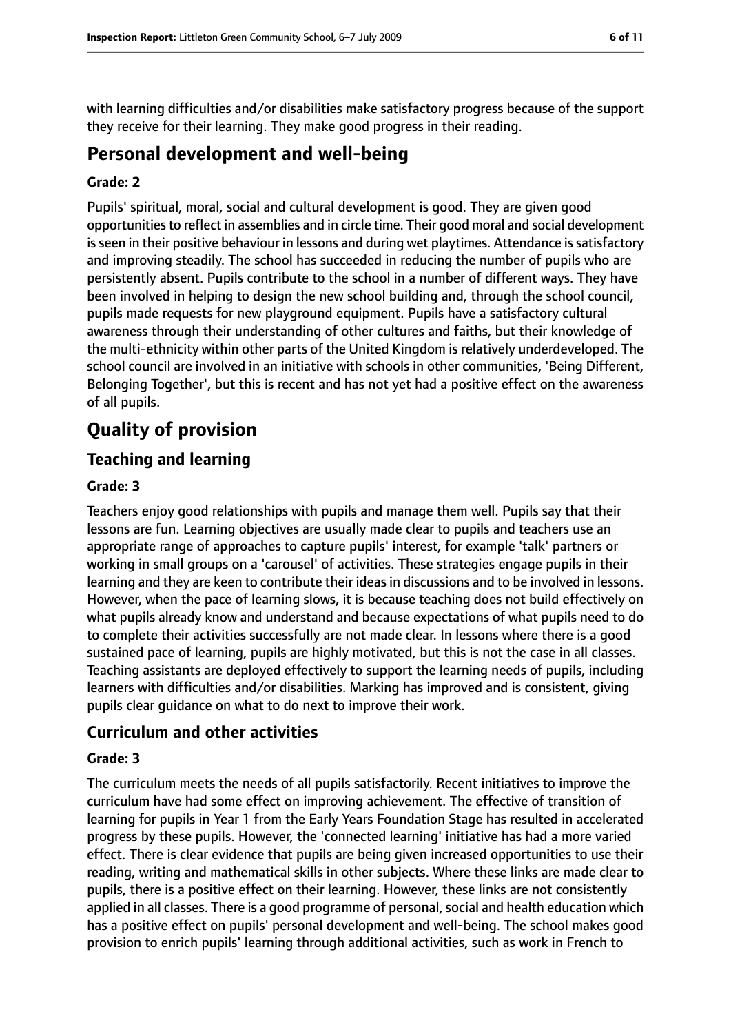with learning difficulties and/or disabilities make satisfactory progress because of the support they receive for their learning. They make good progress in their reading.

## Personal development and well-being

### Grade: 2

Pupils' spiritual, moral, social and cultural development is good. They are given good opportunities to reflect in assemblies and in circle time. Their good moral and social development is seen in their positive behaviour in lessons and during wet playtimes. Attendance is satisfactory and improving steadily. The school has succeeded in reducing the number of pupils who are persistently absent. Pupils contribute to the school in a number of different ways. They have been involved in helping to design the new school building and, through the school council, pupils made requests for new playground equipment. Pupils have a satisfactory cultural awareness through their understanding of other cultures and faiths, but their knowledge of the multi-ethnicity within other parts of the United Kingdom is relatively underdeveloped. The school council are involved in an initiative with schools in other communities, 'Being Different, Belonging Together', but this is recent and has not yet had a positive effect on the awareness of all pupils.

# Quality of provision

## Teaching and learning

### Grade: 3

Teachers enjoy good relationships with pupils and manage them well. Pupils say that their lessons are fun. Learning objectives are usually made clear to pupils and teachers use an appropriate range of approaches to capture pupils' interest, for example 'talk' partners or working in small groups on a 'carousel' of activities. These strategies engage pupils in their learning and they are keen to contribute their ideas in discussions and to be involved in lessons. However, when the pace of learning slows, it is because teaching does not build effectively on what pupils already know and understand and because expectations of what pupils need to do to complete their activities successfully are not made clear. In lessons where there is a good sustained pace of learning, pupils are highly motivated, but this is not the case in all classes. Teaching assistants are deployed effectively to support the learning needs of pupils, including learners with difficulties and/or disabilities. Marking has improved and is consistent, giving pupils clear guidance on what to do next to improve their work.

## Curriculum and other activities

### Grade: 3

The curriculum meets the needs of all pupils satisfactorily. Recent initiatives to improve the curriculum have had some effect on improving achievement. The effective of transition of learning for pupils in Year 1 from the Early Years Foundation Stage has resulted in accelerated progress by these pupils. However, the 'connected learning' initiative has had a more varied effect. There is clear evidence that pupils are being given increased opportunities to use their reading, writing and mathematical skills in other subjects. Where these links are made clear to pupils, there is a positive effect on their learning. However, these links are not consistently applied in all classes. There is a good programme of personal, social and health education which has a positive effect on pupils' personal development and well-being. The school makes good provision to enrich pupils' learning through additional activities, such as work in French to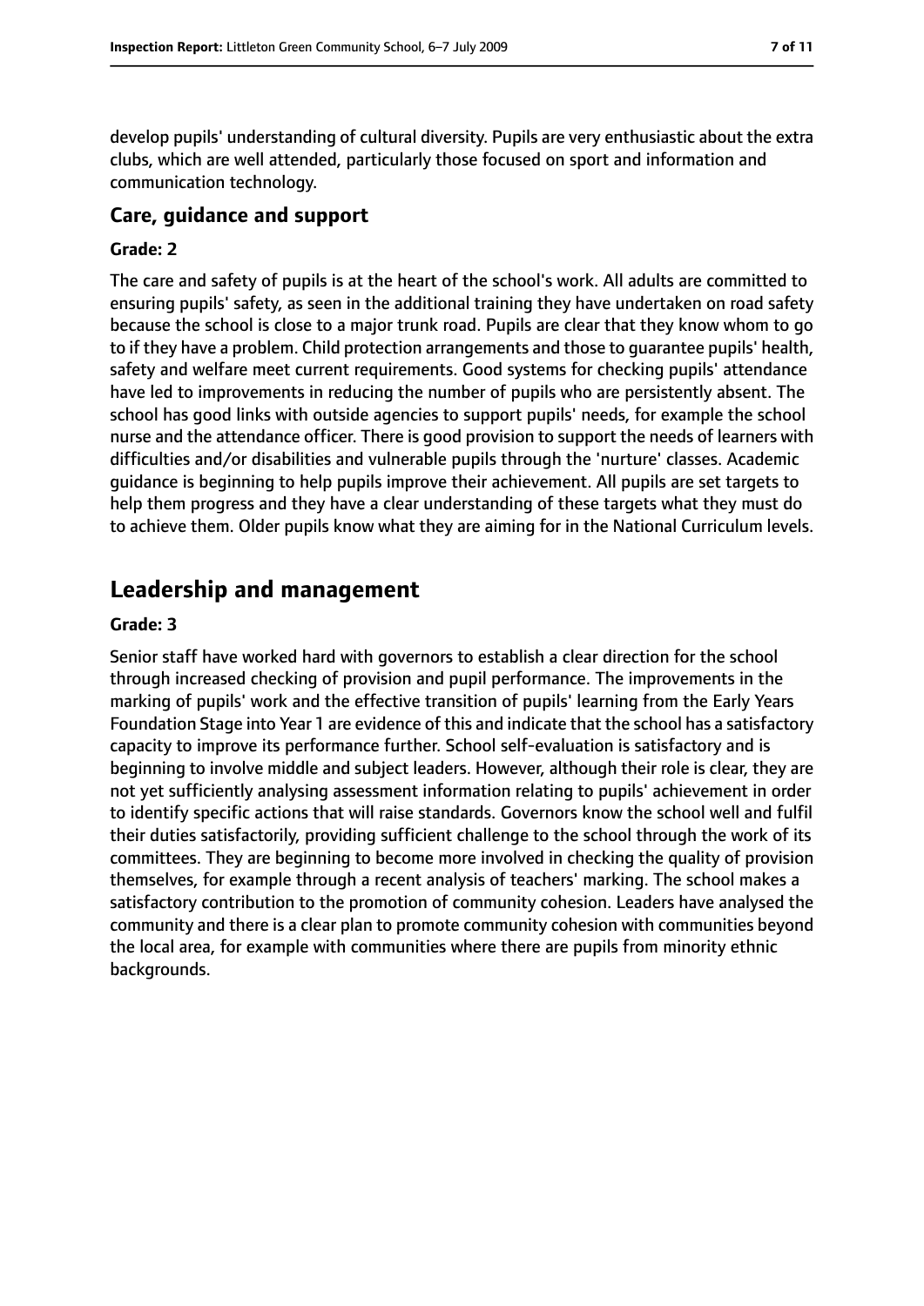develop pupils' understanding of cultural diversity. Pupils are very enthusiastic about the extra clubs, which are well attended, particularly those focused on sport and information and communication technology.

### Care, guidance and support

#### Grade: 2

The care and safety of pupils is at the heart of the school's work. All adults are committed to ensuring pupils' safety, as seen in the additional training they have undertaken on road safety because the school is close to a major trunk road. Pupils are clear that they know whom to go to if they have a problem. Child protection arrangements and those to guarantee pupils' health, safety and welfare meet current requirements. Good systems for checking pupils' attendance have led to improvements in reducing the number of pupils who are persistently absent. The school has good links with outside agencies to support pupils' needs, for example the school nurse and the attendance officer. There is good provision to support the needs of learners with difficulties and/or disabilities and vulnerable pupils through the 'nurture' classes. Academic guidance is beginning to help pupils improve their achievement. All pupils are set targets to help them progress and they have a clear understanding of these targets what they must do to achieve them. Older pupils know what they are aiming for in the National Curriculum levels.

## Leadership and management

#### Grade: 3

Senior staff have worked hard with governors to establish a clear direction for the school through increased checking of provision and pupil performance. The improvements in the marking of pupils' work and the effective transition of pupils' learning from the Early Years Foundation Stage into Year 1 are evidence of this and indicate that the school has a satisfactory capacity to improve its performance further. School self-evaluation is satisfactory and is beginning to involve middle and subject leaders. However, although their role is clear, they are not yet sufficiently analysing assessment information relating to pupils' achievement in order to identify specific actions that will raise standards. Governors know the school well and fulfil their duties satisfactorily, providing sufficient challenge to the school through the work of its committees. They are beginning to become more involved in checking the quality of provision themselves, for example through a recent analysis of teachers' marking. The school makes a satisfactory contribution to the promotion of community cohesion. Leaders have analysed the community and there is a clear plan to promote community cohesion with communities beyond the local area, for example with communities where there are pupils from minority ethnic backgrounds.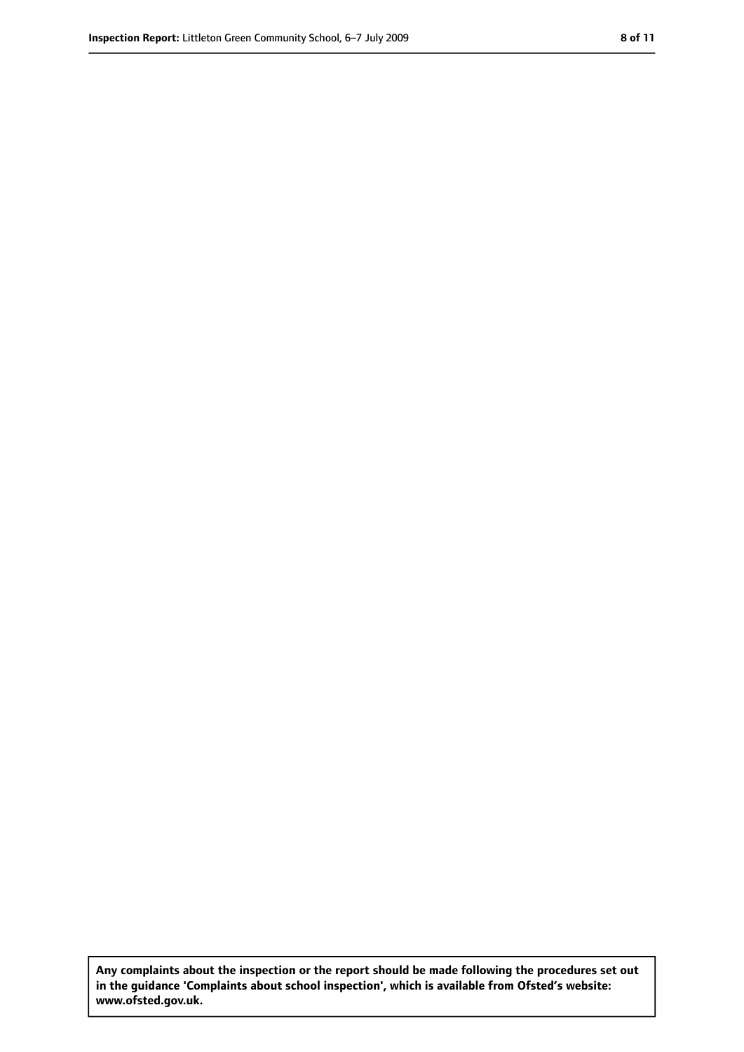**Any complaints about the inspection or the report should be made following the procedures set out in the guidance 'Complaints about school inspection', which is available from Ofsted's website: www.ofsted.gov.uk.**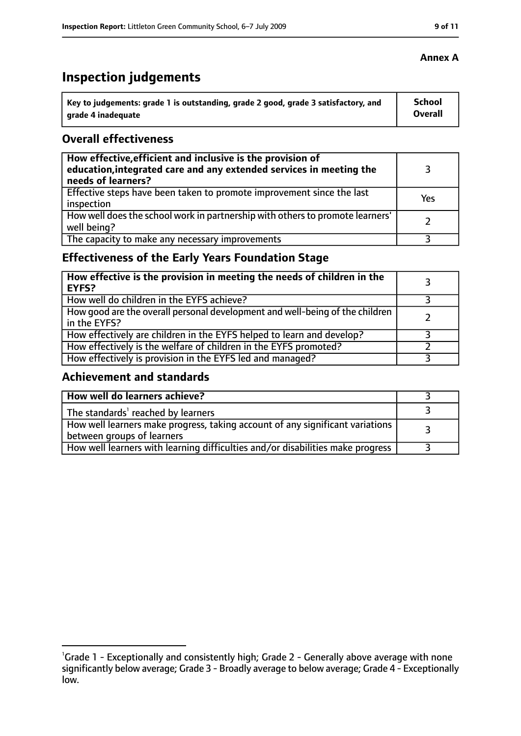**Annex A**

# Inspection judgements

| Key to judgements: grade 1 is outstanding, grade 2 good, grade 3 satisfactory, and grade 4 inadequate | School Overall |
|---|---|

## Overall effectiveness

| | |
|---|---|
| **How effective, efficient and inclusive is the provision of education, integrated care and any extended services in meeting the needs of learners?** | 3 |
| Effective steps have been taken to promote improvement since the last inspection | Yes |
| How well does the school work in partnership with others to promote learners' well being? | 2 |
| The capacity to make any necessary improvements | 3 |

## Effectiveness of the Early Years Foundation Stage

| | |
|---|---|
| **How effective is the provision in meeting the needs of children in the EYFS?** | 3 |
| How well do children in the EYFS achieve? | 3 |
| How good are the overall personal development and well-being of the children in the EYFS? | 2 |
| How effectively are children in the EYFS helped to learn and develop? | 3 |
| How effectively is the welfare of children in the EYFS promoted? | 2 |
| How effectively is provision in the EYFS led and managed? | 3 |

## Achievement and standards

| | |
|---|---|
| **How well do learners achieve?** | 3 |
| The standards[1] reached by learners | 3 |
| How well learners make progress, taking account of any significant variations between groups of learners | 3 |
| How well learners with learning difficulties and/or disabilities make progress | 3 |

[1]Grade 1 - Exceptionally and consistently high; Grade 2 - Generally above average with none significantly below average; Grade 3 - Broadly average to below average; Grade 4 - Exceptionally low.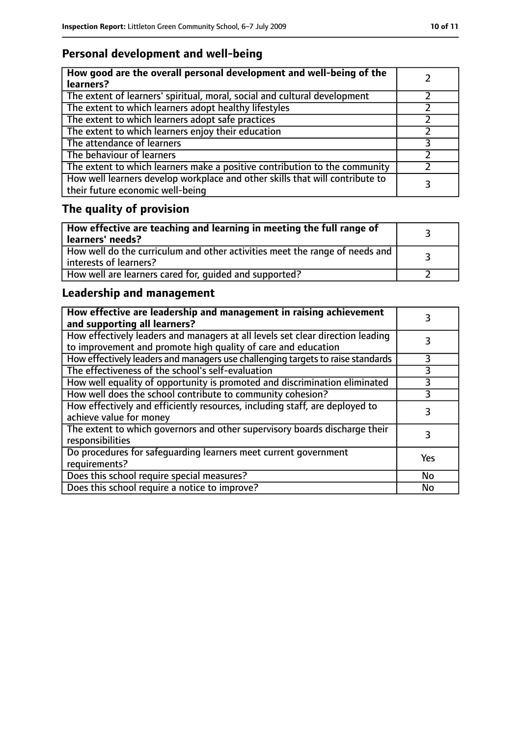## Personal development and well-being

| **How good are the overall personal development and well-being of the learners?** | 2 |
|---|---|
| The extent of learners' spiritual, moral, social and cultural development | 2 |
| The extent to which learners adopt healthy lifestyles | 2 |
| The extent to which learners adopt safe practices | 2 |
| The extent to which learners enjoy their education | 2 |
| The attendance of learners | 3 |
| The behaviour of learners | 2 |
| The extent to which learners make a positive contribution to the community | 2 |
| How well learners develop workplace and other skills that will contribute to their future economic well-being | 3 |

## The quality of provision

| **How effective are teaching and learning in meeting the full range of learners' needs?** | 3 |
|---|---|
| How well do the curriculum and other activities meet the range of needs and interests of learners? | 3 |
| How well are learners cared for, guided and supported? | 2 |

## Leadership and management

| **How effective are leadership and management in raising achievement and supporting all learners?** | 3 |
|---|---|
| How effectively leaders and managers at all levels set clear direction leading to improvement and promote high quality of care and education | 3 |
| How effectively leaders and managers use challenging targets to raise standards | 3 |
| The effectiveness of the school's self-evaluation | 3 |
| How well equality of opportunity is promoted and discrimination eliminated | 3 |
| How well does the school contribute to community cohesion? | 3 |
| How effectively and efficiently resources, including staff, are deployed to achieve value for money | 3 |
| The extent to which governors and other supervisory boards discharge their responsibilities | 3 |
| Do procedures for safeguarding learners meet current government requirements? | Yes |
| Does this school require special measures? | No |
| Does this school require a notice to improve? | No |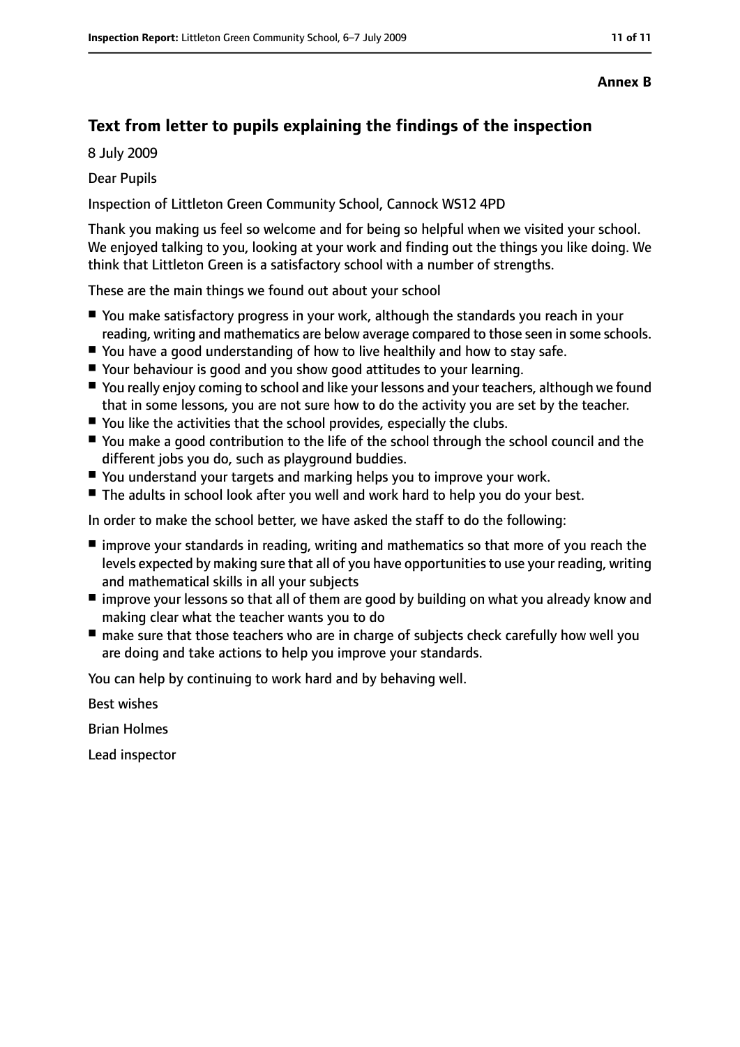**Annex B**

## Text from letter to pupils explaining the findings of the inspection

8 July 2009

Dear Pupils

Inspection of Littleton Green Community School, Cannock WS12 4PD

Thank you making us feel so welcome and for being so helpful when we visited your school. We enjoyed talking to you, looking at your work and finding out the things you like doing. We think that Littleton Green is a satisfactory school with a number of strengths.

These are the main things we found out about your school

- You make satisfactory progress in your work, although the standards you reach in your reading, writing and mathematics are below average compared to those seen in some schools.
- You have a good understanding of how to live healthily and how to stay safe.
- Your behaviour is good and you show good attitudes to your learning.
- You really enjoy coming to school and like your lessons and your teachers, although we found that in some lessons, you are not sure how to do the activity you are set by the teacher.
- You like the activities that the school provides, especially the clubs.
- You make a good contribution to the life of the school through the school council and the different jobs you do, such as playground buddies.
- You understand your targets and marking helps you to improve your work.
- The adults in school look after you well and work hard to help you do your best.

In order to make the school better, we have asked the staff to do the following:

- improve your standards in reading, writing and mathematics so that more of you reach the levels expected by making sure that all of you have opportunities to use your reading, writing and mathematical skills in all your subjects
- improve your lessons so that all of them are good by building on what you already know and making clear what the teacher wants you to do
- make sure that those teachers who are in charge of subjects check carefully how well you are doing and take actions to help you improve your standards.

You can help by continuing to work hard and by behaving well.

Best wishes

Brian Holmes

Lead inspector